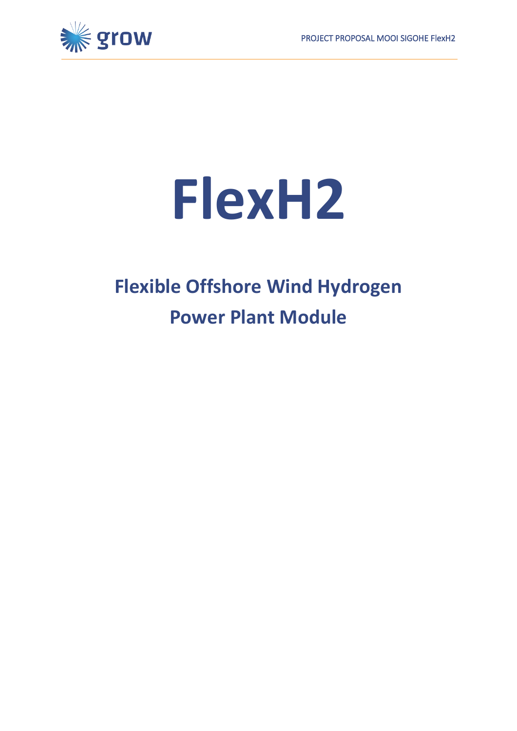# FlexH2

## Flexible Offshore Wind Hydrogen Power Plant Module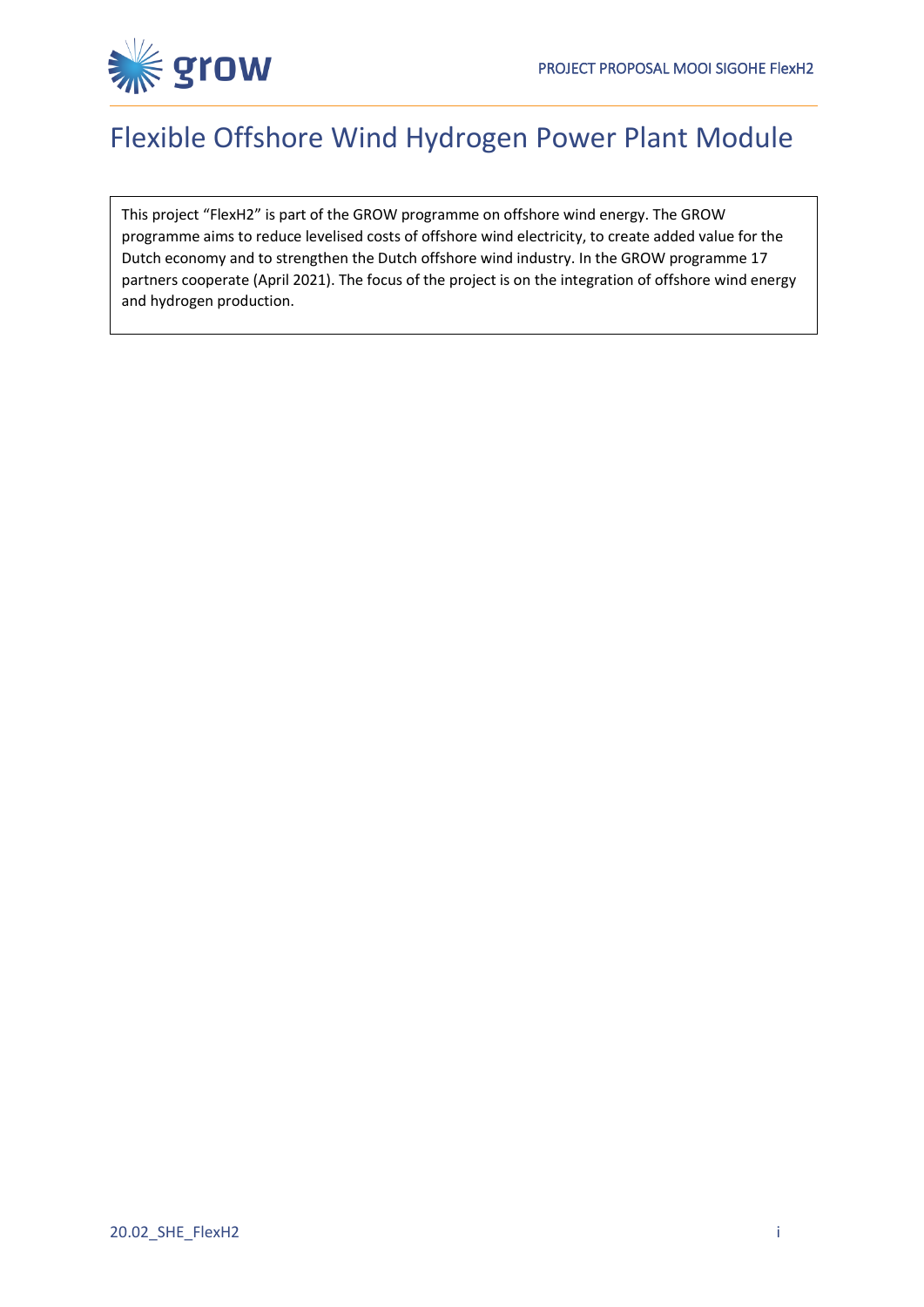# Flexible Offshore Wind Hydrogen Power Plant Module

This project "FlexH2" is part of the GROW programme on offshore wind energy. The GROW programme aims to reduce levelised costs of offshore wind electricity, to create added value for the Dutch economy and to strengthen the Dutch offshore wind industry. In the GROW programme 17 partners cooperate (April 2021). The focus of the project is on the integration of offshore wind energy and hydrogen production.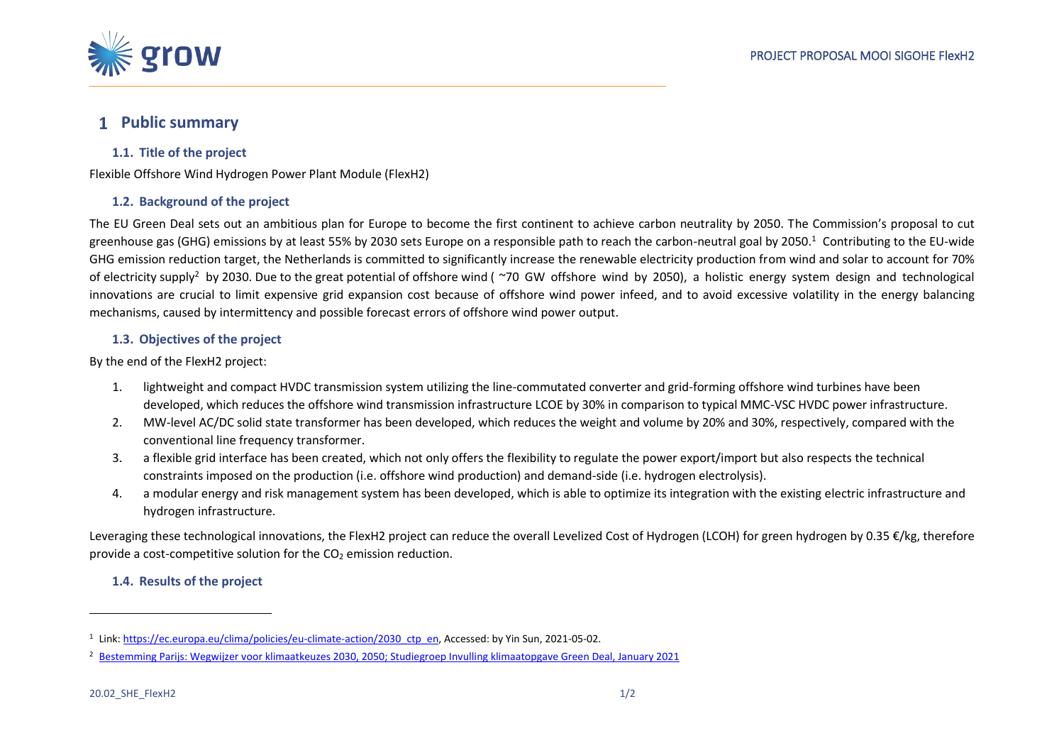# 1 Public summary

## 1.1. Title of the project

Flexible Offshore Wind Hydrogen Power Plant Module (FlexH2)

## 1.2. Background of the project

The EU Green Deal sets out an ambitious plan for Europe to become the first continent to achieve carbon neutrality by 2050. The Commission's proposal to cut greenhouse gas (GHG) emissions by at least 55% by 2030 sets Europe on a responsible path to reach the carbon-neutral goal by 2050.[1] Contributing to the EU-wide GHG emission reduction target, the Netherlands is committed to significantly increase the renewable electricity production from wind and solar to account for 70% of electricity supply[2] by 2030. Due to the great potential of offshore wind ( ~70 GW offshore wind by 2050), a holistic energy system design and technological innovations are crucial to limit expensive grid expansion cost because of offshore wind power infeed, and to avoid excessive volatility in the energy balancing mechanisms, caused by intermittency and possible forecast errors of offshore wind power output.

## 1.3. Objectives of the project

By the end of the FlexH2 project:

1. lightweight and compact HVDC transmission system utilizing the line-commutated converter and grid-forming offshore wind turbines have been developed, which reduces the offshore wind transmission infrastructure LCOE by 30% in comparison to typical MMC-VSC HVDC power infrastructure.
2. MW-level AC/DC solid state transformer has been developed, which reduces the weight and volume by 20% and 30%, respectively, compared with the conventional line frequency transformer.
3. a flexible grid interface has been created, which not only offers the flexibility to regulate the power export/import but also respects the technical constraints imposed on the production (i.e. offshore wind production) and demand-side (i.e. hydrogen electrolysis).
4. a modular energy and risk management system has been developed, which is able to optimize its integration with the existing electric infrastructure and hydrogen infrastructure.

Leveraging these technological innovations, the FlexH2 project can reduce the overall Levelized Cost of Hydrogen (LCOH) for green hydrogen by 0.35 €/kg, therefore provide a cost-competitive solution for the $CO_2$ emission reduction.

## 1.4. Results of the project

---

[1] Link: https://ec.europa.eu/clima/policies/eu-climate-action/2030_ctp_en, Accessed: by Yin Sun, 2021-05-02.

[2] Bestemming Parijs: Wegwijzer voor klimaatkeuzes 2030, 2050; Studiegroep Invulling klimaatopgave Green Deal, January 2021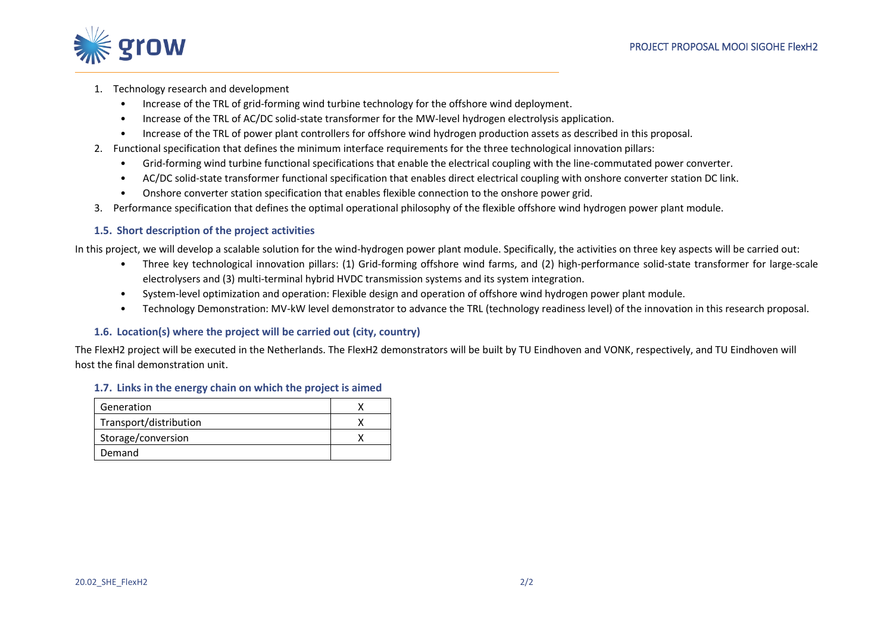1. Technology research and development
   - Increase of the TRL of grid-forming wind turbine technology for the offshore wind deployment.
   - Increase of the TRL of AC/DC solid-state transformer for the MW-level hydrogen electrolysis application.
   - Increase of the TRL of power plant controllers for offshore wind hydrogen production assets as described in this proposal.
2. Functional specification that defines the minimum interface requirements for the three technological innovation pillars:
   - Grid-forming wind turbine functional specifications that enable the electrical coupling with the line-commutated power converter.
   - AC/DC solid-state transformer functional specification that enables direct electrical coupling with onshore converter station DC link.
   - Onshore converter station specification that enables flexible connection to the onshore power grid.
3. Performance specification that defines the optimal operational philosophy of the flexible offshore wind hydrogen power plant module.

### 1.5. Short description of the project activities

In this project, we will develop a scalable solution for the wind-hydrogen power plant module. Specifically, the activities on three key aspects will be carried out:

- Three key technological innovation pillars: (1) Grid-forming offshore wind farms, and (2) high-performance solid-state transformer for large-scale electrolysers and (3) multi-terminal hybrid HVDC transmission systems and its system integration.
- System-level optimization and operation: Flexible design and operation of offshore wind hydrogen power plant module.
- Technology Demonstration: MV-kW level demonstrator to advance the TRL (technology readiness level) of the innovation in this research proposal.

### 1.6. Location(s) where the project will be carried out (city, country)

The FlexH2 project will be executed in the Netherlands. The FlexH2 demonstrators will be built by TU Eindhoven and VONK, respectively, and TU Eindhoven will host the final demonstration unit.

### 1.7. Links in the energy chain on which the project is aimed

| | |
|---|---|
| Generation | X |
| Transport/distribution | X |
| Storage/conversion | X |
| Demand | |